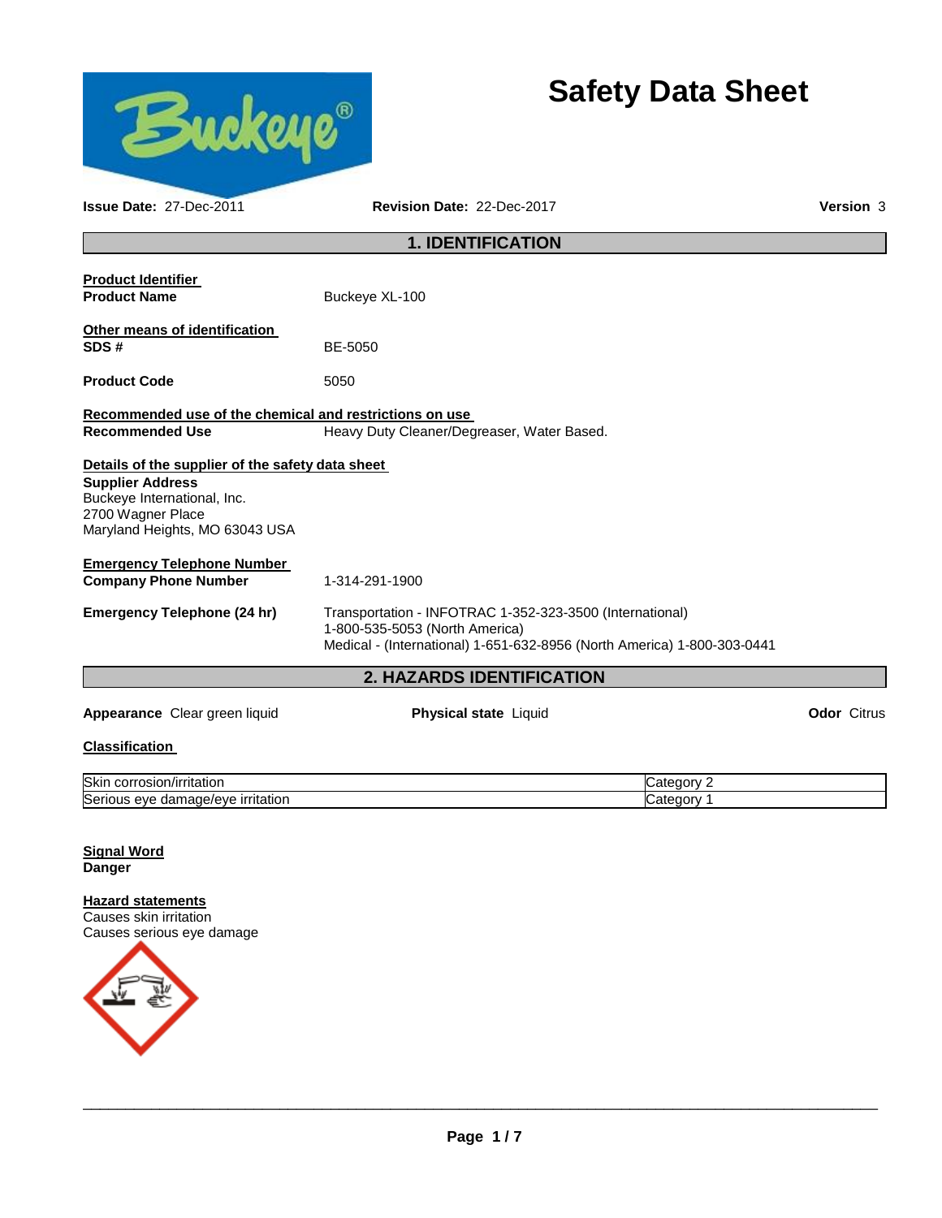# Safety Data Sheet

**Issue Date:** 27-Dec-2011 **Revision Date:** 22-Dec-2017 **Version** 3

## 1. IDENTIFICATION

**Product Identifier**

**Product Name** Buckeye XL-100

**Other means of identification**

**SDS #** BE-5050

**Product Code** 5050

**Recommended use of the chemical and restrictions on use**

**Recommended Use** Heavy Duty Cleaner/Degreaser, Water Based.

**Details of the supplier of the safety data sheet**

**Supplier Address**
Buckeye International, Inc.
2700 Wagner Place
Maryland Heights, MO 63043 USA

**Emergency Telephone Number**

**Company Phone Number** 1-314-291-1900

**Emergency Telephone (24 hr)** Transportation - INFOTRAC 1-352-323-3500 (International)
1-800-535-5053 (North America)
Medical - (International) 1-651-632-8956 (North America) 1-800-303-0441

## 2. HAZARDS IDENTIFICATION

**Appearance** Clear green liquid **Physical state** Liquid **Odor** Citrus

**Classification**

| Hazard class | Category |
|---|---|
| Skin corrosion/irritation | Category 2 |
| Serious eye damage/eye irritation | Category 1 |

**Signal Word**
**Danger**

**Hazard statements**
Causes skin irritation
Causes serious eye damage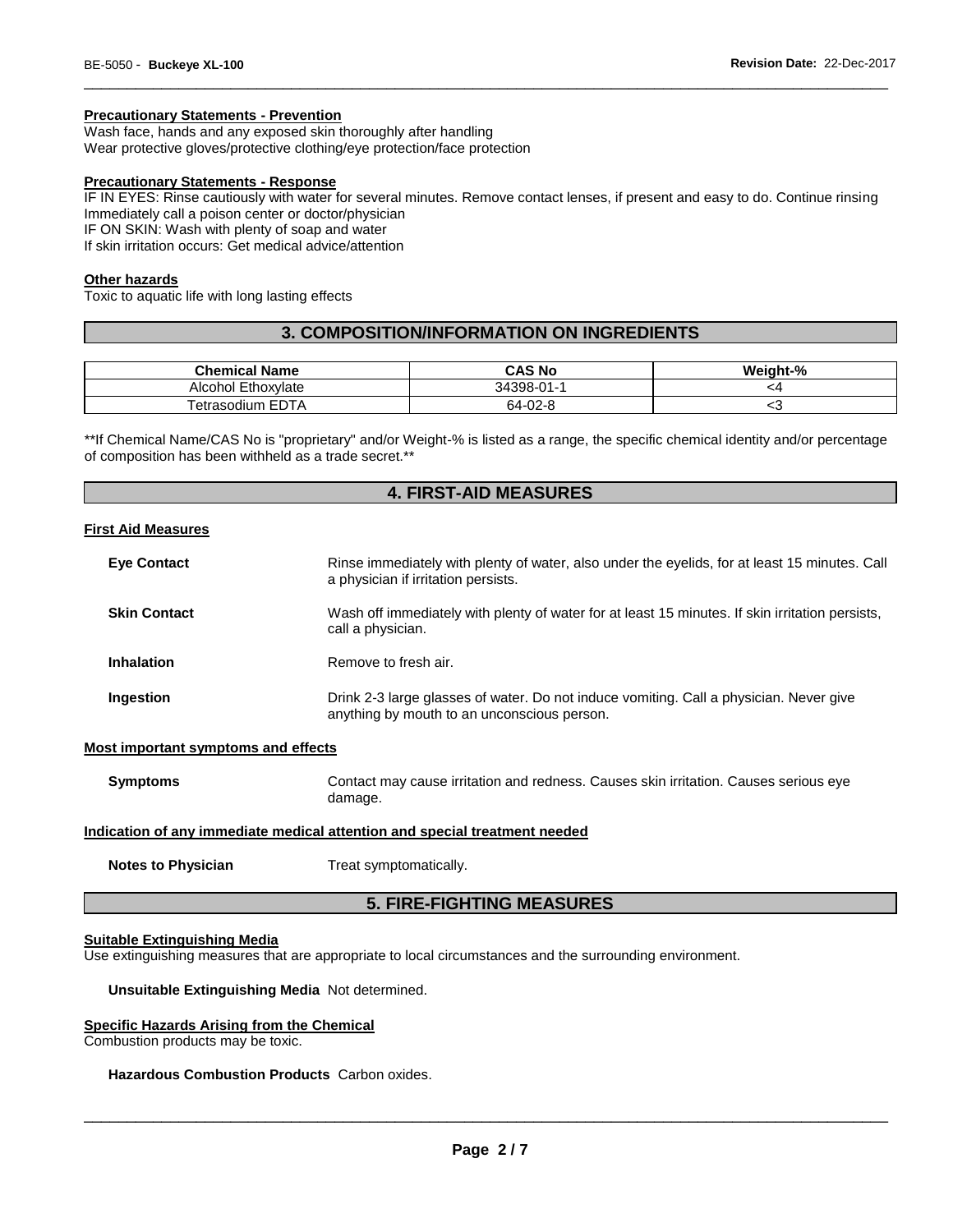#### Precautionary Statements - Prevention

Wash face, hands and any exposed skin thoroughly after handling
Wear protective gloves/protective clothing/eye protection/face protection

#### Precautionary Statements - Response

IF IN EYES: Rinse cautiously with water for several minutes. Remove contact lenses, if present and easy to do. Continue rinsing
Immediately call a poison center or doctor/physician
IF ON SKIN: Wash with plenty of soap and water
If skin irritation occurs: Get medical advice/attention

#### Other hazards

Toxic to aquatic life with long lasting effects

## 3. COMPOSITION/INFORMATION ON INGREDIENTS

| Chemical Name | CAS No | Weight-% |
|---|---|---|
| Alcohol Ethoxylate | 34398-01-1 | <4 |
| Tetrasodium EDTA | 64-02-8 | <3 |

**If Chemical Name/CAS No is "proprietary" and/or Weight-% is listed as a range, the specific chemical identity and/or percentage of composition has been withheld as a trade secret.**

## 4. FIRST-AID MEASURES

#### First Aid Measures

**Eye Contact** Rinse immediately with plenty of water, also under the eyelids, for at least 15 minutes. Call a physician if irritation persists.

**Skin Contact** Wash off immediately with plenty of water for at least 15 minutes. If skin irritation persists, call a physician.

**Inhalation** Remove to fresh air.

**Ingestion** Drink 2-3 large glasses of water. Do not induce vomiting. Call a physician. Never give anything by mouth to an unconscious person.

#### Most important symptoms and effects

**Symptoms** Contact may cause irritation and redness. Causes skin irritation. Causes serious eye damage.

#### Indication of any immediate medical attention and special treatment needed

**Notes to Physician** Treat symptomatically.

## 5. FIRE-FIGHTING MEASURES

#### Suitable Extinguishing Media

Use extinguishing measures that are appropriate to local circumstances and the surrounding environment.

**Unsuitable Extinguishing Media** Not determined.

#### Specific Hazards Arising from the Chemical

Combustion products may be toxic.

**Hazardous Combustion Products** Carbon oxides.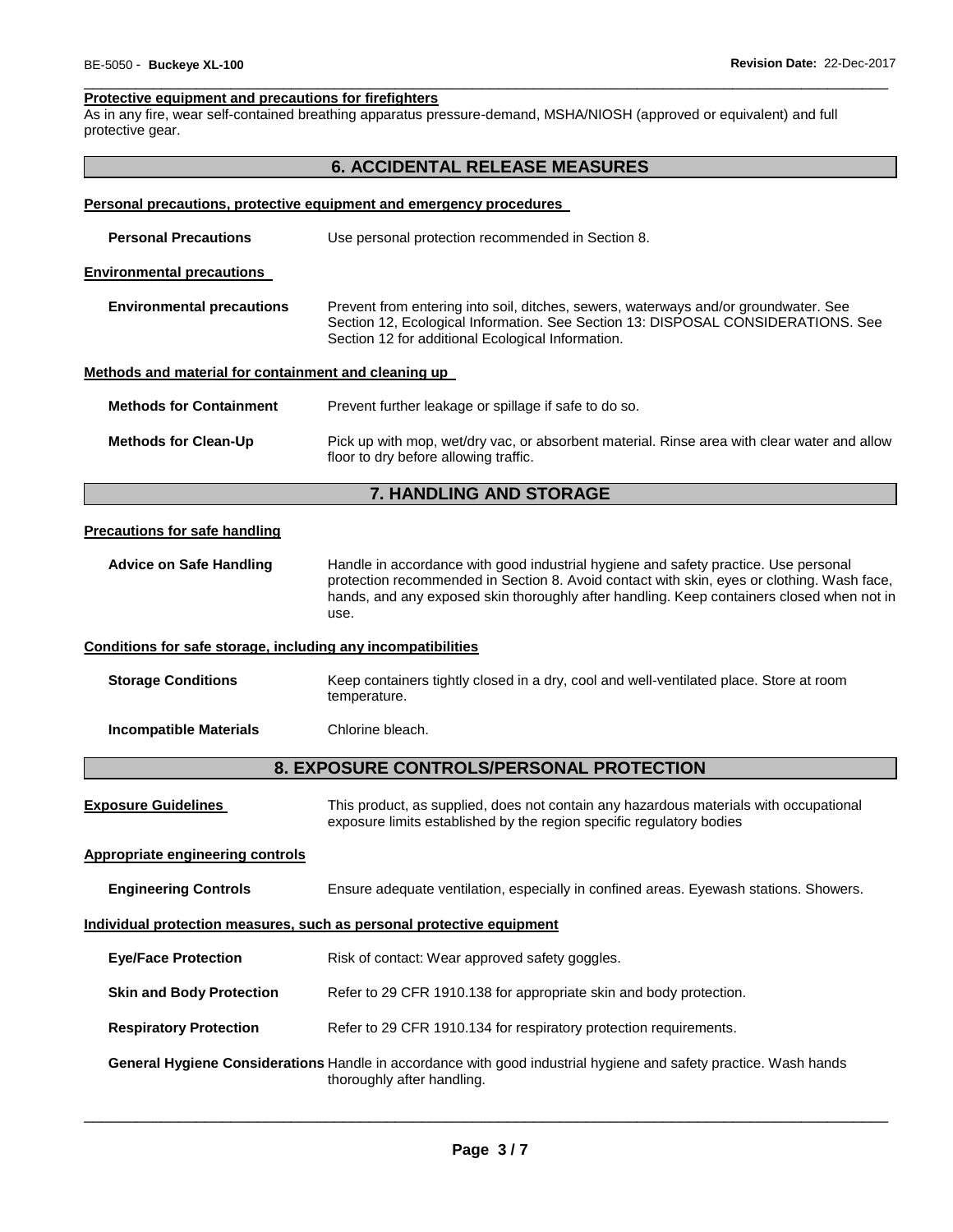**Protective equipment and precautions for firefighters**

As in any fire, wear self-contained breathing apparatus pressure-demand, MSHA/NIOSH (approved or equivalent) and full protective gear.

## 6. ACCIDENTAL RELEASE MEASURES

**Personal precautions, protective equipment and emergency procedures**

**Personal Precautions** Use personal protection recommended in Section 8.

**Environmental precautions**

**Environmental precautions** Prevent from entering into soil, ditches, sewers, waterways and/or groundwater. See Section 12, Ecological Information. See Section 13: DISPOSAL CONSIDERATIONS. See Section 12 for additional Ecological Information.

**Methods and material for containment and cleaning up**

**Methods for Containment** Prevent further leakage or spillage if safe to do so.

**Methods for Clean-Up** Pick up with mop, wet/dry vac, or absorbent material. Rinse area with clear water and allow floor to dry before allowing traffic.

## 7. HANDLING AND STORAGE

**Precautions for safe handling**

**Advice on Safe Handling** Handle in accordance with good industrial hygiene and safety practice. Use personal protection recommended in Section 8. Avoid contact with skin, eyes or clothing. Wash face, hands, and any exposed skin thoroughly after handling. Keep containers closed when not in use.

**Conditions for safe storage, including any incompatibilities**

**Storage Conditions** Keep containers tightly closed in a dry, cool and well-ventilated place. Store at room temperature.

**Incompatible Materials** Chlorine bleach.

## 8. EXPOSURE CONTROLS/PERSONAL PROTECTION

**Exposure Guidelines** This product, as supplied, does not contain any hazardous materials with occupational exposure limits established by the region specific regulatory bodies

**Appropriate engineering controls**

**Engineering Controls** Ensure adequate ventilation, especially in confined areas. Eyewash stations. Showers.

**Individual protection measures, such as personal protective equipment**

**Eye/Face Protection** Risk of contact: Wear approved safety goggles.

**Skin and Body Protection** Refer to 29 CFR 1910.138 for appropriate skin and body protection.

**Respiratory Protection** Refer to 29 CFR 1910.134 for respiratory protection requirements.

**General Hygiene Considerations** Handle in accordance with good industrial hygiene and safety practice. Wash hands thoroughly after handling.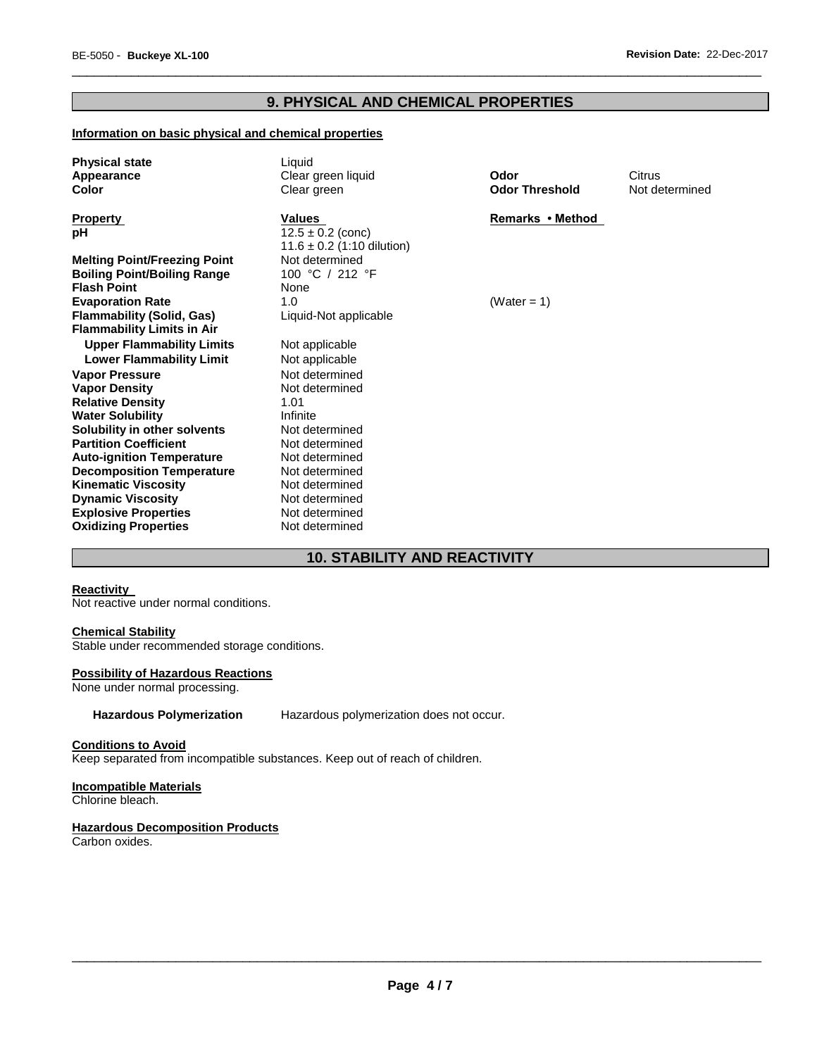## 9. PHYSICAL AND CHEMICAL PROPERTIES

### Information on basic physical and chemical properties

| | | | |
|---|---|---|---|
| **Physical state** | Liquid | | |
| **Appearance** | Clear green liquid | **Odor** | Citrus |
| **Color** | Clear green | **Odor Threshold** | Not determined |

| **Property** | **Values** | **Remarks • Method** |
|---|---|---|
| **pH** | 12.5 ± 0.2 (conc)<br>11.6 ± 0.2 (1:10 dilution) | |
| **Melting Point/Freezing Point** | Not determined | |
| **Boiling Point/Boiling Range** | 100 °C / 212 °F | |
| **Flash Point** | None | |
| **Evaporation Rate** | 1.0 | (Water = 1) |
| **Flammability (Solid, Gas)** | Liquid-Not applicable | |
| **Flammability Limits in Air** | | |
| **Upper Flammability Limits** | Not applicable | |
| **Lower Flammability Limit** | Not applicable | |
| **Vapor Pressure** | Not determined | |
| **Vapor Density** | Not determined | |
| **Relative Density** | 1.01 | |
| **Water Solubility** | Infinite | |
| **Solubility in other solvents** | Not determined | |
| **Partition Coefficient** | Not determined | |
| **Auto-ignition Temperature** | Not determined | |
| **Decomposition Temperature** | Not determined | |
| **Kinematic Viscosity** | Not determined | |
| **Dynamic Viscosity** | Not determined | |
| **Explosive Properties** | Not determined | |
| **Oxidizing Properties** | Not determined | |

## 10. STABILITY AND REACTIVITY

**Reactivity**
Not reactive under normal conditions.

**Chemical Stability**
Stable under recommended storage conditions.

**Possibility of Hazardous Reactions**
None under normal processing.

**Hazardous Polymerization** Hazardous polymerization does not occur.

**Conditions to Avoid**
Keep separated from incompatible substances. Keep out of reach of children.

**Incompatible Materials**
Chlorine bleach.

**Hazardous Decomposition Products**
Carbon oxides.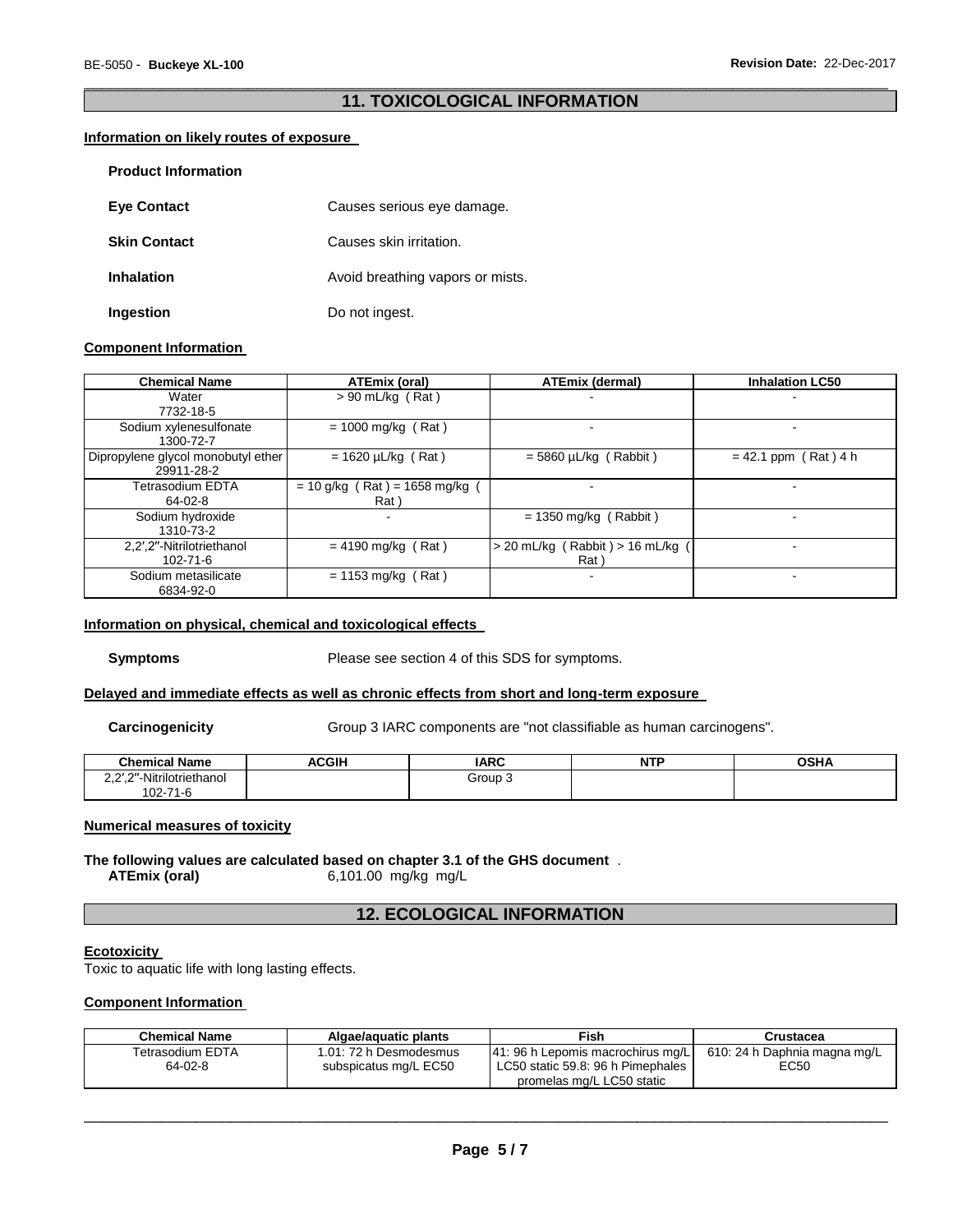## 11. TOXICOLOGICAL INFORMATION

### Information on likely routes of exposure

**Product Information**

**Eye Contact** Causes serious eye damage.

**Skin Contact** Causes skin irritation.

**Inhalation** Avoid breathing vapors or mists.

**Ingestion** Do not ingest.

### Component Information

| Chemical Name | ATEmix (oral) | ATEmix (dermal) | Inhalation LC50 |
|---|---|---|---|
| Water<br>7732-18-5 | > 90 mL/kg ( Rat ) | - | - |
| Sodium xylenesulfonate<br>1300-72-7 | = 1000 mg/kg ( Rat ) | - | - |
| Dipropylene glycol monobutyl ether<br>29911-28-2 | = 1620 µL/kg ( Rat ) | = 5860 µL/kg ( Rabbit ) | = 42.1 ppm ( Rat ) 4 h |
| Tetrasodium EDTA<br>64-02-8 | = 10 g/kg ( Rat ) = 1658 mg/kg ( Rat ) | - | - |
| Sodium hydroxide<br>1310-73-2 | - | = 1350 mg/kg ( Rabbit ) | - |
| 2,2′,2″-Nitrilotriethanol<br>102-71-6 | = 4190 mg/kg ( Rat ) | > 20 mL/kg ( Rabbit ) > 16 mL/kg ( Rat ) | - |
| Sodium metasilicate<br>6834-92-0 | = 1153 mg/kg ( Rat ) | - | - |

### Information on physical, chemical and toxicological effects

**Symptoms** Please see section 4 of this SDS for symptoms.

### Delayed and immediate effects as well as chronic effects from short and long-term exposure

**Carcinogenicity** Group 3 IARC components are "not classifiable as human carcinogens".

| Chemical Name | ACGIH | IARC | NTP | OSHA |
|---|---|---|---|---|
| 2,2′,2″-Nitrilotriethanol<br>102-71-6 | | Group 3 | | |

### Numerical measures of toxicity

**The following values are calculated based on chapter 3.1 of the GHS document** .

**ATEmix (oral)** 6,101.00 mg/kg mg/L

## 12. ECOLOGICAL INFORMATION

### Ecotoxicity

Toxic to aquatic life with long lasting effects.

### Component Information

| Chemical Name | Algae/aquatic plants | Fish | Crustacea |
|---|---|---|---|
| Tetrasodium EDTA<br>64-02-8 | 1.01: 72 h Desmodesmus subspicatus mg/L EC50 | 41: 96 h Lepomis macrochirus mg/L LC50 static 59.8: 96 h Pimephales promelas mg/L LC50 static | 610: 24 h Daphnia magna mg/L EC50 |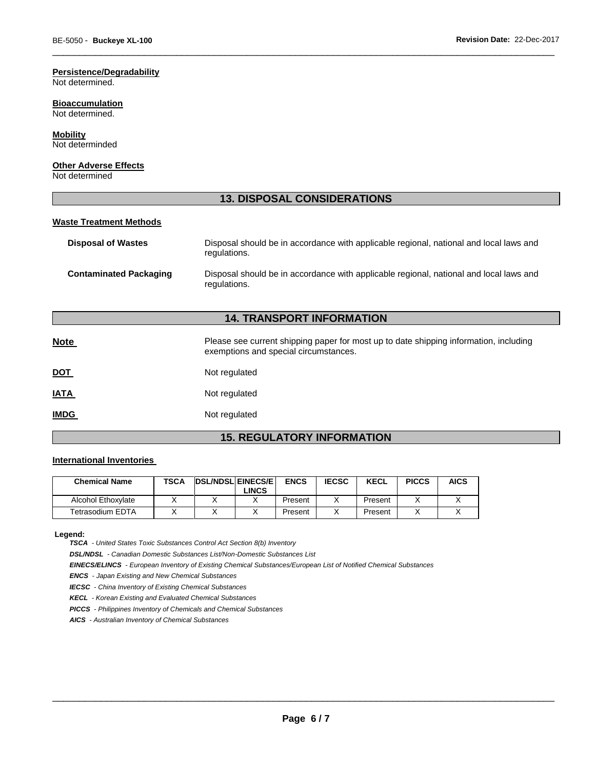**Persistence/Degradability**
Not determined.

**Bioaccumulation**
Not determined.

**Mobility**
Not determinded

**Other Adverse Effects**
Not determined

## 13. DISPOSAL CONSIDERATIONS

**Waste Treatment Methods**

**Disposal of Wastes** — Disposal should be in accordance with applicable regional, national and local laws and regulations.

**Contaminated Packaging** — Disposal should be in accordance with applicable regional, national and local laws and regulations.

## 14. TRANSPORT INFORMATION

**Note** — Please see current shipping paper for most up to date shipping information, including exemptions and special circumstances.

**DOT** — Not regulated

**IATA** — Not regulated

**IMDG** — Not regulated

## 15. REGULATORY INFORMATION

**International Inventories**

| Chemical Name | TSCA | DSL/NDSL | EINECS/ELINCS | ENCS | IECSC | KECL | PICCS | AICS |
|---|---|---|---|---|---|---|---|---|
| Alcohol Ethoxylate | X | X | X | Present | X | Present | X | X |
| Tetrasodium EDTA | X | X | X | Present | X | Present | X | X |

**Legend:**

***TSCA*** *- United States Toxic Substances Control Act Section 8(b) Inventory*

***DSL/NDSL*** *- Canadian Domestic Substances List/Non-Domestic Substances List*

***EINECS/ELINCS*** *- European Inventory of Existing Chemical Substances/European List of Notified Chemical Substances*

***ENCS*** *- Japan Existing and New Chemical Substances*

***IECSC*** *- China Inventory of Existing Chemical Substances*

***KECL*** *- Korean Existing and Evaluated Chemical Substances*

***PICCS*** *- Philippines Inventory of Chemicals and Chemical Substances*

***AICS*** *- Australian Inventory of Chemical Substances*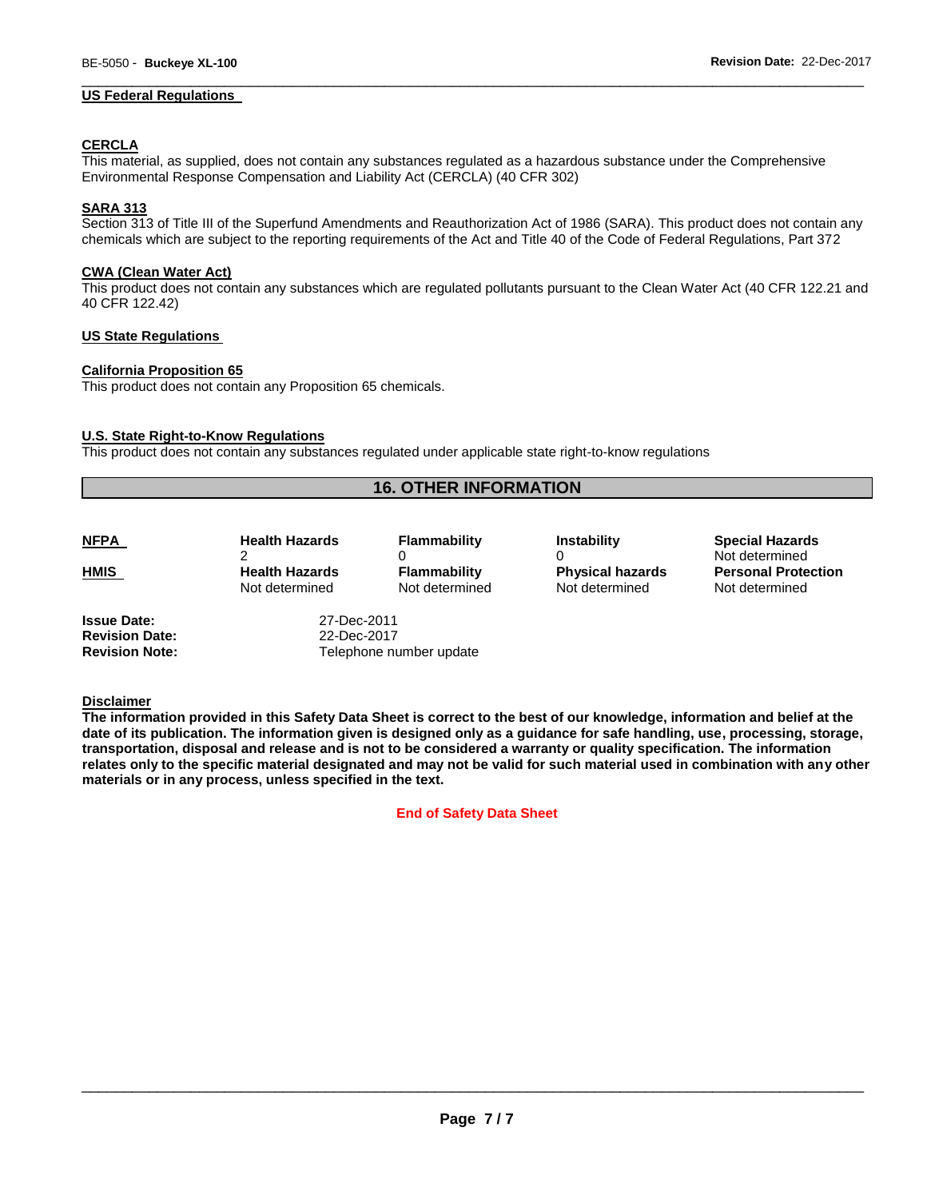### US Federal Regulations

#### CERCLA

This material, as supplied, does not contain any substances regulated as a hazardous substance under the Comprehensive Environmental Response Compensation and Liability Act (CERCLA) (40 CFR 302)

#### SARA 313

Section 313 of Title III of the Superfund Amendments and Reauthorization Act of 1986 (SARA). This product does not contain any chemicals which are subject to the reporting requirements of the Act and Title 40 of the Code of Federal Regulations, Part 372

#### CWA (Clean Water Act)

This product does not contain any substances which are regulated pollutants pursuant to the Clean Water Act (40 CFR 122.21 and 40 CFR 122.42)

### US State Regulations

#### California Proposition 65

This product does not contain any Proposition 65 chemicals.

#### U.S. State Right-to-Know Regulations

This product does not contain any substances regulated under applicable state right-to-know regulations

## 16. OTHER INFORMATION

| | | | | |
|---|---|---|---|---|
| **NFPA** | **Health Hazards** 2 | **Flammability** 0 | **Instability** 0 | **Special Hazards** Not determined |
| **HMIS** | **Health Hazards** Not determined | **Flammability** Not determined | **Physical hazards** Not determined | **Personal Protection** Not determined |

**Issue Date:** 27-Dec-2011
**Revision Date:** 22-Dec-2017
**Revision Note:** Telephone number update

#### Disclaimer

**The information provided in this Safety Data Sheet is correct to the best of our knowledge, information and belief at the date of its publication. The information given is designed only as a guidance for safe handling, use, processing, storage, transportation, disposal and release and is not to be considered a warranty or quality specification. The information relates only to the specific material designated and may not be valid for such material used in combination with any other materials or in any process, unless specified in the text.**

**End of Safety Data Sheet**